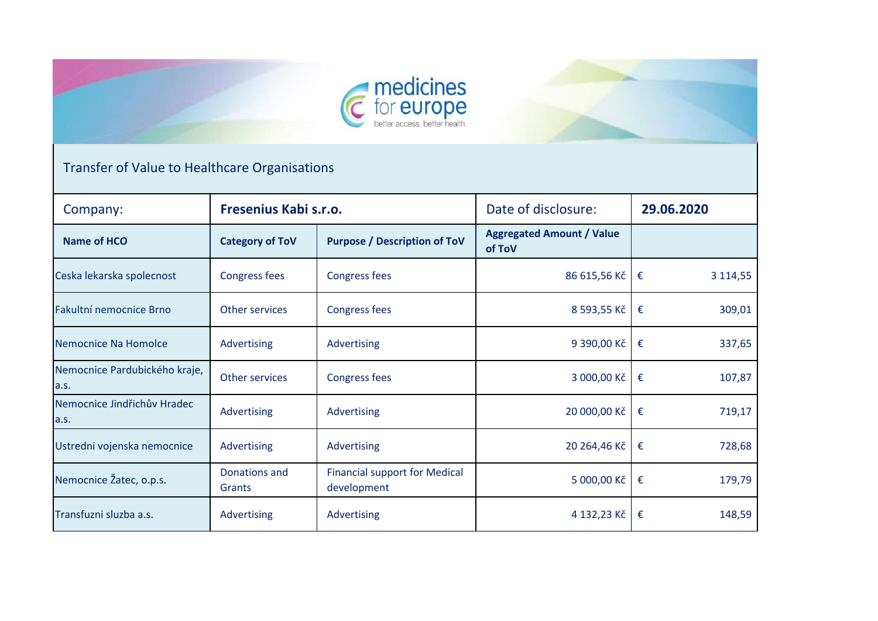# Transfer of Value to Healthcare Organisations

| Company: | Fresenius Kabi s.r.o. | | Date of disclosure: | 29.06.2020 |
|---|---|---|---|---|
| **Name of HCO** | **Category of ToV** | **Purpose / Description of ToV** | **Aggregated Amount / Value of ToV** | |
| Ceska lekarska spolecnost | Congress fees | Congress fees | 86 615,56 Kč | € 3 114,55 |
| Fakultní nemocnice Brno | Other services | Congress fees | 8 593,55 Kč | € 309,01 |
| Nemocnice Na Homolce | Advertising | Advertising | 9 390,00 Kč | € 337,65 |
| Nemocnice Pardubického kraje, a.s. | Other services | Congress fees | 3 000,00 Kč | € 107,87 |
| Nemocnice Jindřichův Hradec a.s. | Advertising | Advertising | 20 000,00 Kč | € 719,17 |
| Ustredni vojenska nemocnice | Advertising | Advertising | 20 264,46 Kč | € 728,68 |
| Nemocnice Žatec, o.p.s. | Donations and Grants | Financial support for Medical development | 5 000,00 Kč | € 179,79 |
| Transfuzni sluzba a.s. | Advertising | Advertising | 4 132,23 Kč | € 148,59 |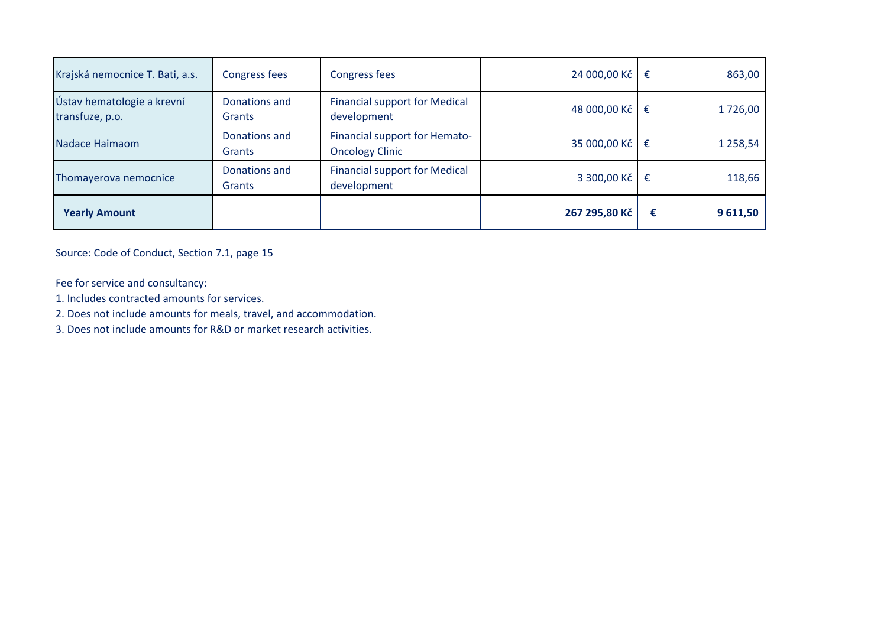| | | | | |
|---|---|---|---|---|
| Krajská nemocnice T. Bati, a.s. | Congress fees | Congress fees | 24 000,00 Kč | € 863,00 |
| Ústav hematologie a krevní transfuze, p.o. | Donations and Grants | Financial support for Medical development | 48 000,00 Kč | € 1 726,00 |
| Nadace Haimaom | Donations and Grants | Financial support for Hemato-Oncology Clinic | 35 000,00 Kč | € 1 258,54 |
| Thomayerova nemocnice | Donations and Grants | Financial support for Medical development | 3 300,00 Kč | € 118,66 |
| **Yearly Amount** | | | **267 295,80 Kč** | **€ 9 611,50** |

Source: Code of Conduct, Section 7.1, page 15

Fee for service and consultancy:

1. Includes contracted amounts for services.
2. Does not include amounts for meals, travel, and accommodation.
3. Does not include amounts for R&D or market research activities.